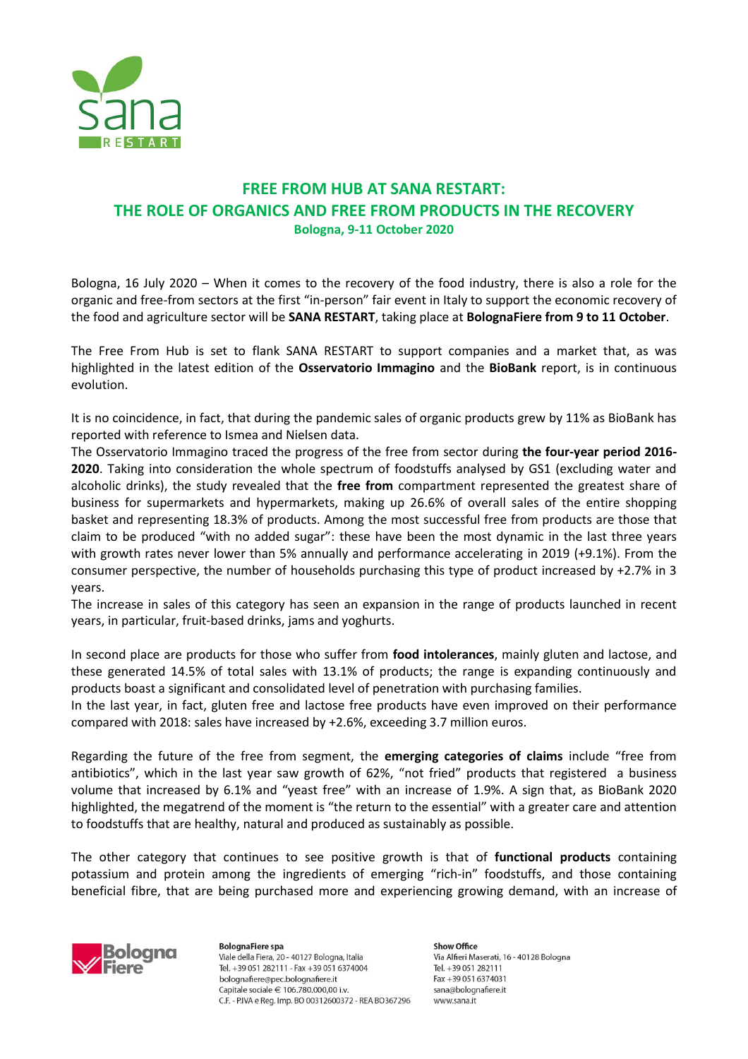# FREE FROM HUB AT SANA RESTART:
# THE ROLE OF ORGANICS AND FREE FROM PRODUCTS IN THE RECOVERY

**Bologna, 9-11 October 2020**

Bologna, 16 July 2020 – When it comes to the recovery of the food industry, there is also a role for the organic and free-from sectors at the first "in-person" fair event in Italy to support the economic recovery of the food and agriculture sector will be **SANA RESTART**, taking place at **BolognaFiere from 9 to 11 October**.

The Free From Hub is set to flank SANA RESTART to support companies and a market that, as was highlighted in the latest edition of the **Osservatorio Immagino** and the **BioBank** report, is in continuous evolution.

It is no coincidence, in fact, that during the pandemic sales of organic products grew by 11% as BioBank has reported with reference to Ismea and Nielsen data.

The Osservatorio Immagino traced the progress of the free from sector during **the four-year period 2016-2020**. Taking into consideration the whole spectrum of foodstuffs analysed by GS1 (excluding water and alcoholic drinks), the study revealed that the **free from** compartment represented the greatest share of business for supermarkets and hypermarkets, making up 26.6% of overall sales of the entire shopping basket and representing 18.3% of products. Among the most successful free from products are those that claim to be produced "with no added sugar": these have been the most dynamic in the last three years with growth rates never lower than 5% annually and performance accelerating in 2019 (+9.1%). From the consumer perspective, the number of households purchasing this type of product increased by +2.7% in 3 years.

The increase in sales of this category has seen an expansion in the range of products launched in recent years, in particular, fruit-based drinks, jams and yoghurts.

In second place are products for those who suffer from **food intolerances**, mainly gluten and lactose, and these generated 14.5% of total sales with 13.1% of products; the range is expanding continuously and products boast a significant and consolidated level of penetration with purchasing families.

In the last year, in fact, gluten free and lactose free products have even improved on their performance compared with 2018: sales have increased by +2.6%, exceeding 3.7 million euros.

Regarding the future of the free from segment, the **emerging categories of claims** include "free from antibiotics", which in the last year saw growth of 62%, "not fried" products that registered a business volume that increased by 6.1% and "yeast free" with an increase of 1.9%. A sign that, as BioBank 2020 highlighted, the megatrend of the moment is "the return to the essential" with a greater care and attention to foodstuffs that are healthy, natural and produced as sustainably as possible.

The other category that continues to see positive growth is that of **functional products** containing potassium and protein among the ingredients of emerging "rich-in" foodstuffs, and those containing beneficial fibre, that are being purchased more and experiencing growing demand, with an increase of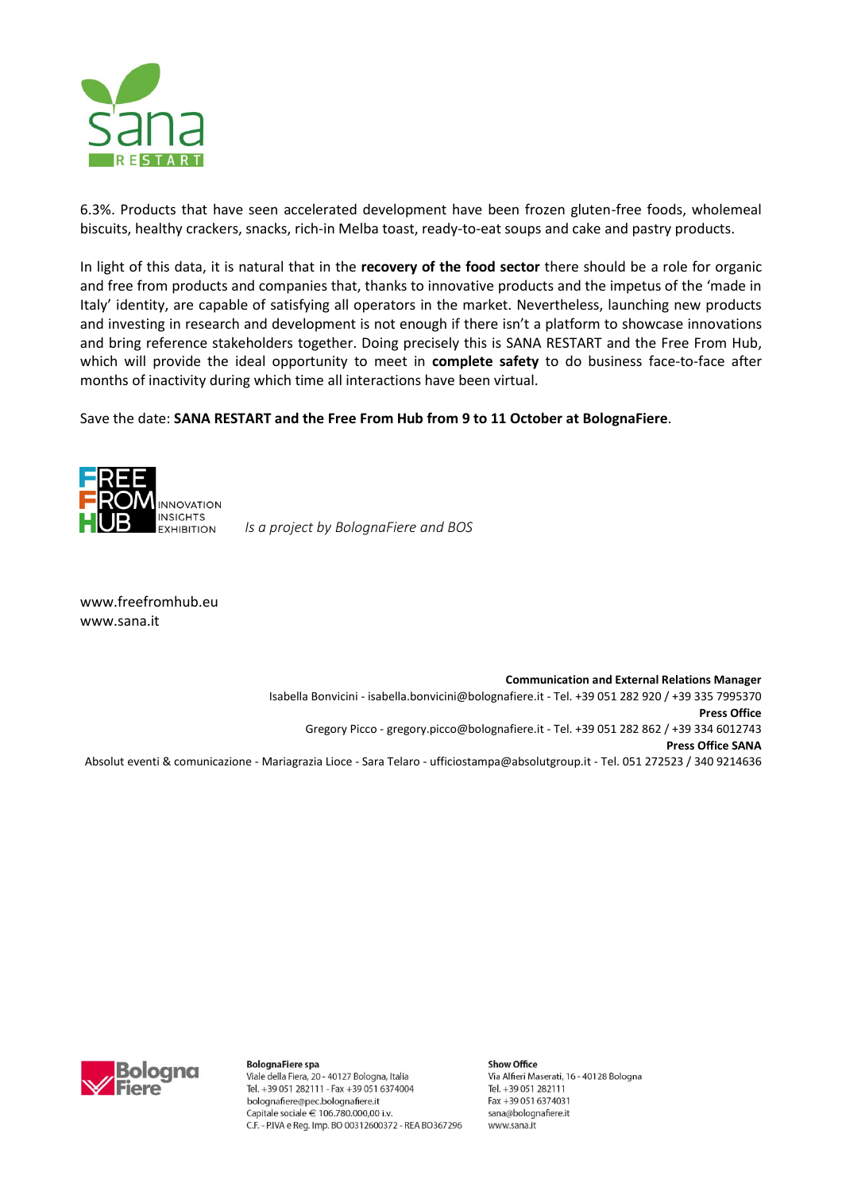6.3%. Products that have seen accelerated development have been frozen gluten-free foods, wholemeal biscuits, healthy crackers, snacks, rich-in Melba toast, ready-to-eat soups and cake and pastry products.

In light of this data, it is natural that in the **recovery of the food sector** there should be a role for organic and free from products and companies that, thanks to innovative products and the impetus of the 'made in Italy' identity, are capable of satisfying all operators in the market. Nevertheless, launching new products and investing in research and development is not enough if there isn't a platform to showcase innovations and bring reference stakeholders together. Doing precisely this is SANA RESTART and the Free From Hub, which will provide the ideal opportunity to meet in **complete safety** to do business face-to-face after months of inactivity during which time all interactions have been virtual.

Save the date: **SANA RESTART and the Free From Hub from 9 to 11 October at BolognaFiere**.

FREE FROM HUB — INNOVATION INSIGHTS EXHIBITION *Is a project by BolognaFiere and BOS*

www.freefromhub.eu
www.sana.it

**Communication and External Relations Manager**
Isabella Bonvicini - isabella.bonvicini@bolognafiere.it - Tel. +39 051 282 920 / +39 335 7995370
**Press Office**
Gregory Picco - gregory.picco@bolognafiere.it - Tel. +39 051 282 862 / +39 334 6012743
**Press Office SANA**
Absolut eventi & comunicazione - Mariagrazia Lioce - Sara Telaro - ufficiostampa@absolutgroup.it - Tel. 051 272523 / 340 9214636

**BolognaFiere spa**
Viale della Fiera, 20 - 40127 Bologna, Italia
Tel. +39 051 282111 - Fax +39 051 6374004
bolognafiere@pec.bolognafiere.it
Capitale sociale € 106.780.000,00 i.v.
C.F. - P.IVA e Reg. Imp. BO 00312600372 - REA BO367296

**Show Office**
Via Alfieri Maserati, 16 - 40128 Bologna
Tel. +39 051 282111
Fax +39 051 6374031
sana@bolognafiere.it
www.sana.it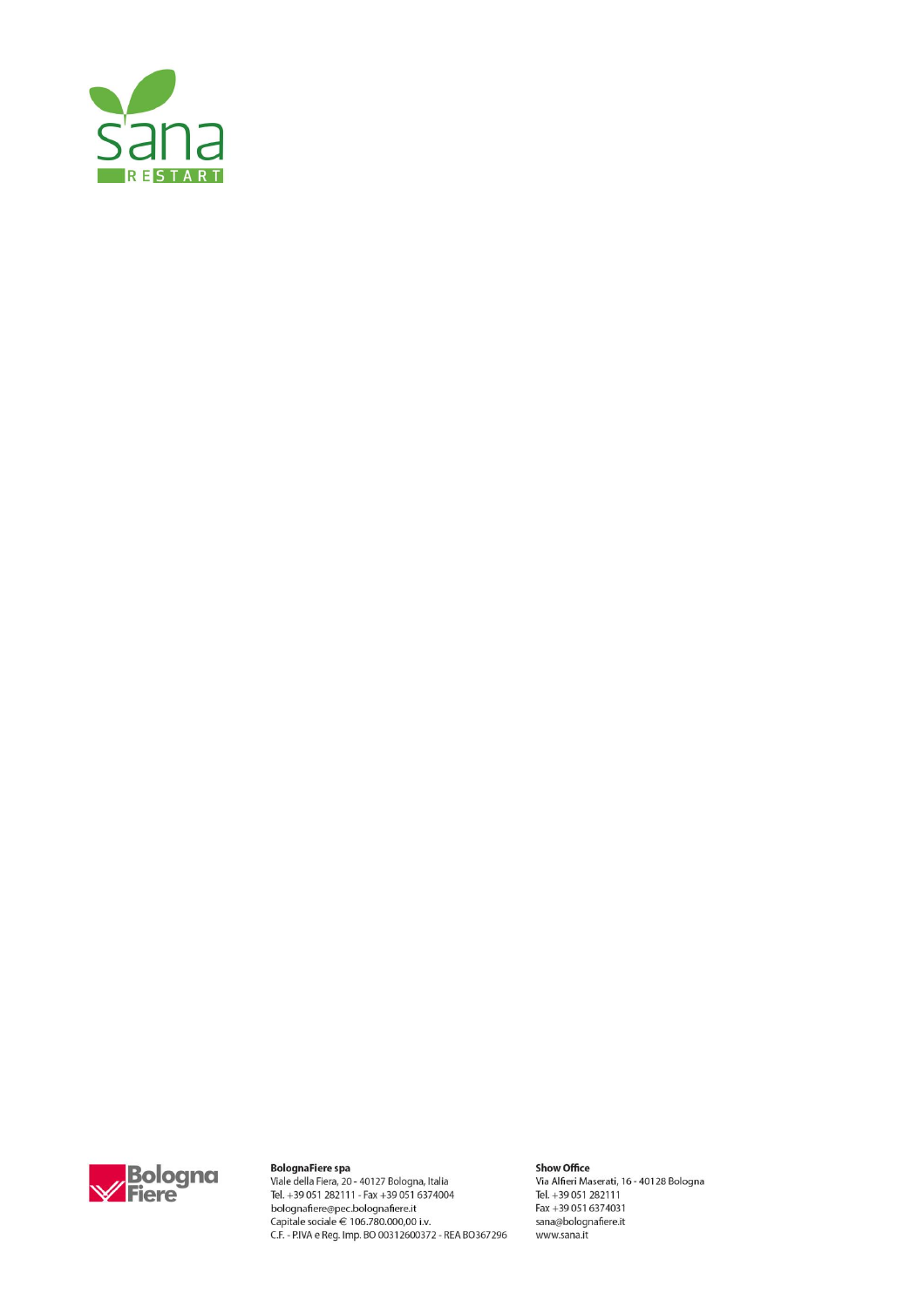sana

RESTART

**BolognaFiere spa**
Viale della Fiera, 20 - 40127 Bologna, Italia
Tel. +39 051 282111 - Fax +39 051 6374004
bolognafiere@pec.bolognafiere.it
Capitale sociale € 106.780.000,00 i.v.
C.F. - P.IVA e Reg. Imp. BO 00312600372 - REA BO367296

**Show Office**
Via Alfieri Maserati, 16 - 40128 Bologna
Tel. +39 051 282111
Fax +39 051 6374031
sana@bolognafiere.it
www.sana.it